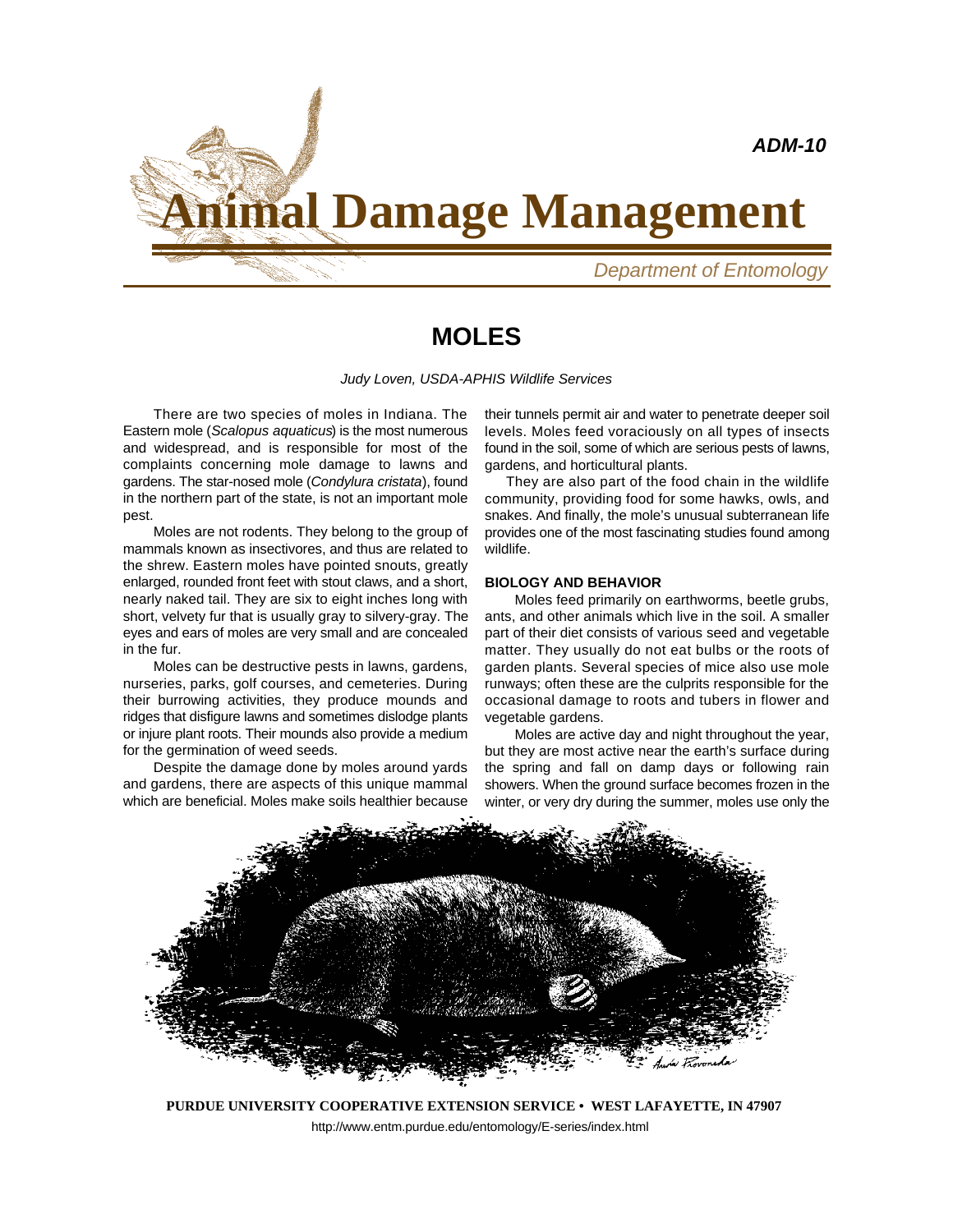ADM-10

# Animal Damage Management

*Department of Entomology*

## MOLES

*Judy Loven, USDA-APHIS Wildlife Services*

There are two species of moles in Indiana. The Eastern mole (*Scalopus aquaticus*) is the most numerous and widespread, and is responsible for most of the complaints concerning mole damage to lawns and gardens. The star-nosed mole (*Condylura cristata*), found in the northern part of the state, is not an important mole pest.

Moles are not rodents. They belong to the group of mammals known as insectivores, and thus are related to the shrew. Eastern moles have pointed snouts, greatly enlarged, rounded front feet with stout claws, and a short, nearly naked tail. They are six to eight inches long with short, velvety fur that is usually gray to silvery-gray. The eyes and ears of moles are very small and are concealed in the fur.

Moles can be destructive pests in lawns, gardens, nurseries, parks, golf courses, and cemeteries. During their burrowing activities, they produce mounds and ridges that disfigure lawns and sometimes dislodge plants or injure plant roots. Their mounds also provide a medium for the germination of weed seeds.

Despite the damage done by moles around yards and gardens, there are aspects of this unique mammal which are beneficial. Moles make soils healthier because their tunnels permit air and water to penetrate deeper soil levels. Moles feed voraciously on all types of insects found in the soil, some of which are serious pests of lawns, gardens, and horticultural plants.

They are also part of the food chain in the wildlife community, providing food for some hawks, owls, and snakes. And finally, the mole's unusual subterranean life provides one of the most fascinating studies found among wildlife.

### BIOLOGY AND BEHAVIOR

Moles feed primarily on earthworms, beetle grubs, ants, and other animals which live in the soil. A smaller part of their diet consists of various seed and vegetable matter. They usually do not eat bulbs or the roots of garden plants. Several species of mice also use mole runways; often these are the culprits responsible for the occasional damage to roots and tubers in flower and vegetable gardens.

Moles are active day and night throughout the year, but they are most active near the earth's surface during the spring and fall on damp days or following rain showers. When the ground surface becomes frozen in the winter, or very dry during the summer, moles use only the

PURDUE UNIVERSITY COOPERATIVE EXTENSION SERVICE • WEST LAFAYETTE, IN 47907
http://www.entm.purdue.edu/entomology/E-series/index.html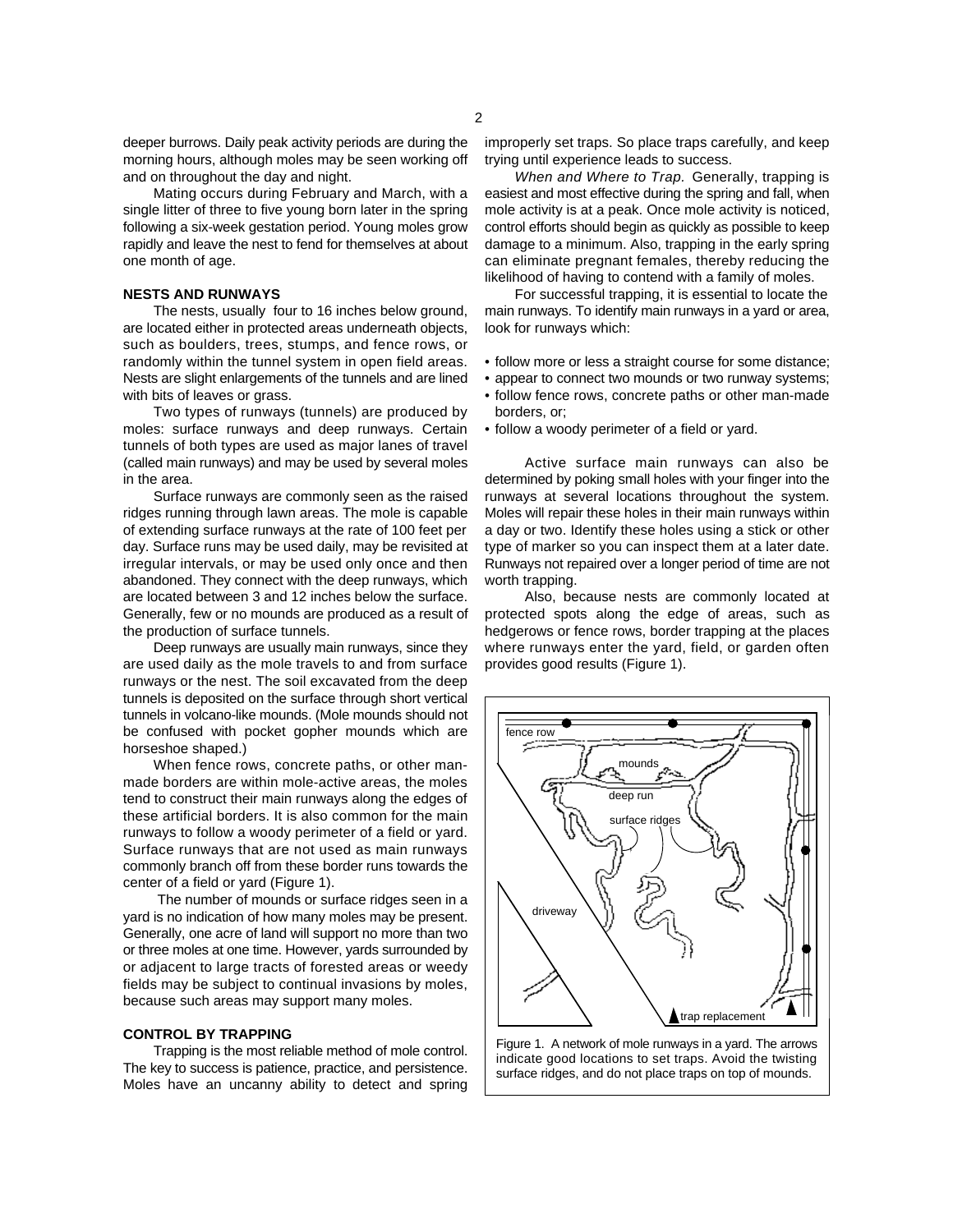deeper burrows. Daily peak activity periods are during the morning hours, although moles may be seen working off and on throughout the day and night.

Mating occurs during February and March, with a single litter of three to five young born later in the spring following a six-week gestation period. Young moles grow rapidly and leave the nest to fend for themselves at about one month of age.

**NESTS AND RUNWAYS**

The nests, usually four to 16 inches below ground, are located either in protected areas underneath objects, such as boulders, trees, stumps, and fence rows, or randomly within the tunnel system in open field areas. Nests are slight enlargements of the tunnels and are lined with bits of leaves or grass.

Two types of runways (tunnels) are produced by moles: surface runways and deep runways. Certain tunnels of both types are used as major lanes of travel (called main runways) and may be used by several moles in the area.

Surface runways are commonly seen as the raised ridges running through lawn areas. The mole is capable of extending surface runways at the rate of 100 feet per day. Surface runs may be used daily, may be revisited at irregular intervals, or may be used only once and then abandoned. They connect with the deep runways, which are located between 3 and 12 inches below the surface. Generally, few or no mounds are produced as a result of the production of surface tunnels.

Deep runways are usually main runways, since they are used daily as the mole travels to and from surface runways or the nest. The soil excavated from the deep tunnels is deposited on the surface through short vertical tunnels in volcano-like mounds. (Mole mounds should not be confused with pocket gopher mounds which are horseshoe shaped.)

When fence rows, concrete paths, or other man-made borders are within mole-active areas, the moles tend to construct their main runways along the edges of these artificial borders. It is also common for the main runways to follow a woody perimeter of a field or yard. Surface runways that are not used as main runways commonly branch off from these border runs towards the center of a field or yard (Figure 1).

The number of mounds or surface ridges seen in a yard is no indication of how many moles may be present. Generally, one acre of land will support no more than two or three moles at one time. However, yards surrounded by or adjacent to large tracts of forested areas or weedy fields may be subject to continual invasions by moles, because such areas may support many moles.

**CONTROL BY TRAPPING**

Trapping is the most reliable method of mole control. The key to success is patience, practice, and persistence. Moles have an uncanny ability to detect and spring improperly set traps. So place traps carefully, and keep trying until experience leads to success.

*When and Where to Trap.* Generally, trapping is easiest and most effective during the spring and fall, when mole activity is at a peak. Once mole activity is noticed, control efforts should begin as quickly as possible to keep damage to a minimum. Also, trapping in the early spring can eliminate pregnant females, thereby reducing the likelihood of having to contend with a family of moles.

For successful trapping, it is essential to locate the main runways. To identify main runways in a yard or area, look for runways which:

- follow more or less a straight course for some distance;
- appear to connect two mounds or two runway systems;
- follow fence rows, concrete paths or other man-made borders, or;
- follow a woody perimeter of a field or yard.

Active surface main runways can also be determined by poking small holes with your finger into the runways at several locations throughout the system. Moles will repair these holes in their main runways within a day or two. Identify these holes using a stick or other type of marker so you can inspect them at a later date. Runways not repaired over a longer period of time are not worth trapping.

Also, because nests are commonly located at protected spots along the edge of areas, such as hedgerows or fence rows, border trapping at the places where runways enter the yard, field, or garden often provides good results (Figure 1).

Figure 1. A network of mole runways in a yard. The arrows indicate good locations to set traps. Avoid the twisting surface ridges, and do not place traps on top of mounds.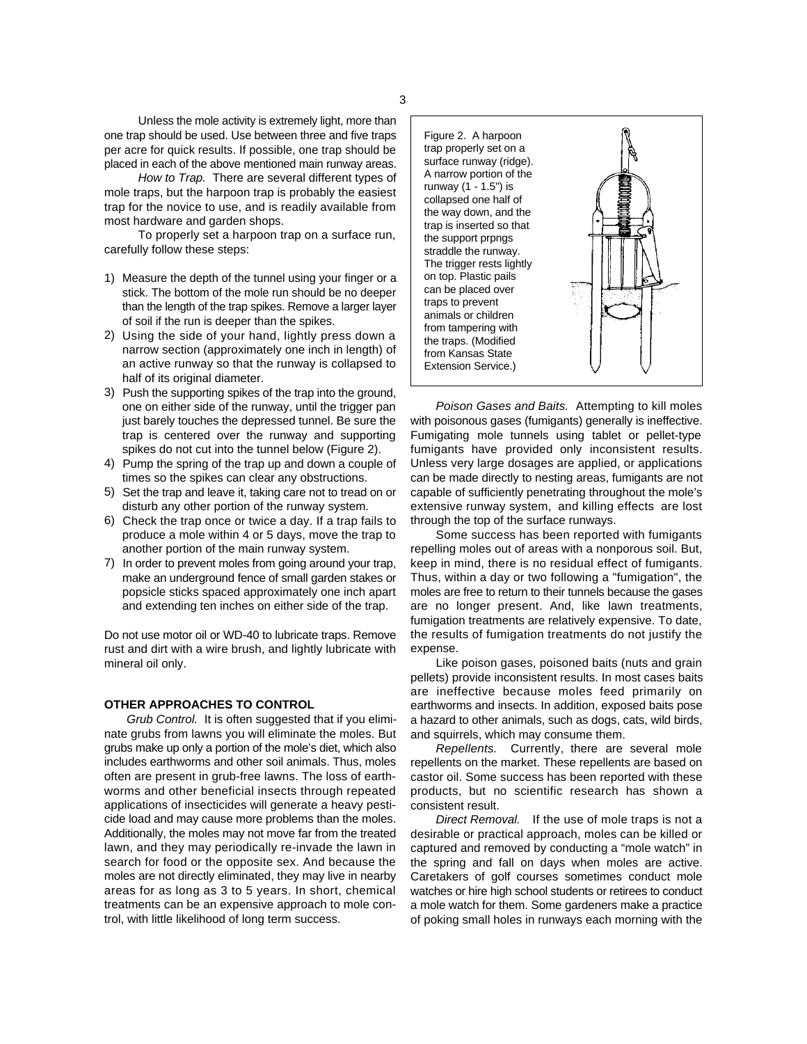Unless the mole activity is extremely light, more than one trap should be used. Use between three and five traps per acre for quick results. If possible, one trap should be placed in each of the above mentioned main runway areas.

*How to Trap.* There are several different types of mole traps, but the harpoon trap is probably the easiest trap for the novice to use, and is readily available from most hardware and garden shops.

To properly set a harpoon trap on a surface run, carefully follow these steps:

1) Measure the depth of the tunnel using your finger or a stick. The bottom of the mole run should be no deeper than the length of the trap spikes. Remove a larger layer of soil if the run is deeper than the spikes.
2) Using the side of your hand, lightly press down a narrow section (approximately one inch in length) of an active runway so that the runway is collapsed to half of its original diameter.
3) Push the supporting spikes of the trap into the ground, one on either side of the runway, until the trigger pan just barely touches the depressed tunnel. Be sure the trap is centered over the runway and supporting spikes do not cut into the tunnel below (Figure 2).
4) Pump the spring of the trap up and down a couple of times so the spikes can clear any obstructions.
5) Set the trap and leave it, taking care not to tread on or disturb any other portion of the runway system.
6) Check the trap once or twice a day. If a trap fails to produce a mole within 4 or 5 days, move the trap to another portion of the main runway system.
7) In order to prevent moles from going around your trap, make an underground fence of small garden stakes or popsicle sticks spaced approximately one inch apart and extending ten inches on either side of the trap.

Do not use motor oil or WD-40 to lubricate traps. Remove rust and dirt with a wire brush, and lightly lubricate with mineral oil only.

Figure 2. A harpoon trap properly set on a surface runway (ridge). A narrow portion of the runway (1 - 1.5") is collapsed one half of the way down, and the trap is inserted so that the support prpngs straddle the runway. The trigger rests lightly on top. Plastic pails can be placed over traps to prevent animals or children from tampering with the traps. (Modified from Kansas State Extension Service.)

**OTHER APPROACHES TO CONTROL**

*Grub Control.* It is often suggested that if you eliminate grubs from lawns you will eliminate the moles. But grubs make up only a portion of the mole's diet, which also includes earthworms and other soil animals. Thus, moles often are present in grub-free lawns. The loss of earthworms and other beneficial insects through repeated applications of insecticides will generate a heavy pesticide load and may cause more problems than the moles. Additionally, the moles may not move far from the treated lawn, and they may periodically re-invade the lawn in search for food or the opposite sex. And because the moles are not directly eliminated, they may live in nearby areas for as long as 3 to 5 years. In short, chemical treatments can be an expensive approach to mole control, with little likelihood of long term success.

*Poison Gases and Baits.* Attempting to kill moles with poisonous gases (fumigants) generally is ineffective. Fumigating mole tunnels using tablet or pellet-type fumigants have provided only inconsistent results. Unless very large dosages are applied, or applications can be made directly to nesting areas, fumigants are not capable of sufficiently penetrating throughout the mole's extensive runway system, and killing effects are lost through the top of the surface runways.

Some success has been reported with fumigants repelling moles out of areas with a nonporous soil. But, keep in mind, there is no residual effect of fumigants. Thus, within a day or two following a "fumigation", the moles are free to return to their tunnels because the gases are no longer present. And, like lawn treatments, fumigation treatments are relatively expensive. To date, the results of fumigation treatments do not justify the expense.

Like poison gases, poisoned baits (nuts and grain pellets) provide inconsistent results. In most cases baits are ineffective because moles feed primarily on earthworms and insects. In addition, exposed baits pose a hazard to other animals, such as dogs, cats, wild birds, and squirrels, which may consume them.

*Repellents.* Currently, there are several mole repellents on the market. These repellents are based on castor oil. Some success has been reported with these products, but no scientific research has shown a consistent result.

*Direct Removal.* If the use of mole traps is not a desirable or practical approach, moles can be killed or captured and removed by conducting a "mole watch" in the spring and fall on days when moles are active. Caretakers of golf courses sometimes conduct mole watches or hire high school students or retirees to conduct a mole watch for them. Some gardeners make a practice of poking small holes in runways each morning with the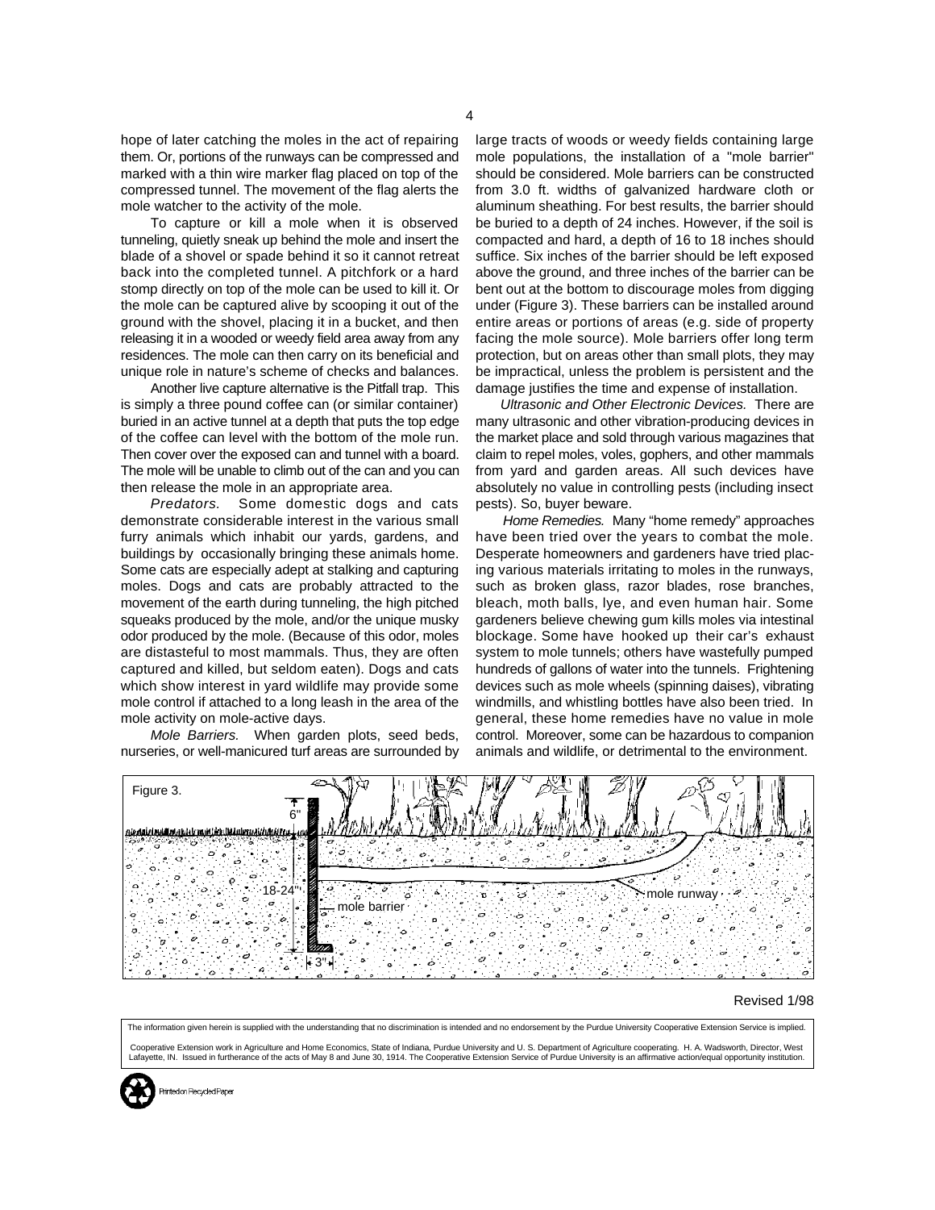hope of later catching the moles in the act of repairing them. Or, portions of the runways can be compressed and marked with a thin wire marker flag placed on top of the compressed tunnel. The movement of the flag alerts the mole watcher to the activity of the mole.

To capture or kill a mole when it is observed tunneling, quietly sneak up behind the mole and insert the blade of a shovel or spade behind it so it cannot retreat back into the completed tunnel. A pitchfork or a hard stomp directly on top of the mole can be used to kill it. Or the mole can be captured alive by scooping it out of the ground with the shovel, placing it in a bucket, and then releasing it in a wooded or weedy field area away from any residences. The mole can then carry on its beneficial and unique role in nature's scheme of checks and balances.

Another live capture alternative is the Pitfall trap. This is simply a three pound coffee can (or similar container) buried in an active tunnel at a depth that puts the top edge of the coffee can level with the bottom of the mole run. Then cover over the exposed can and tunnel with a board. The mole will be unable to climb out of the can and you can then release the mole in an appropriate area.

*Predators.* Some domestic dogs and cats demonstrate considerable interest in the various small furry animals which inhabit our yards, gardens, and buildings by occasionally bringing these animals home. Some cats are especially adept at stalking and capturing moles. Dogs and cats are probably attracted to the movement of the earth during tunneling, the high pitched squeaks produced by the mole, and/or the unique musky odor produced by the mole. (Because of this odor, moles are distasteful to most mammals. Thus, they are often captured and killed, but seldom eaten). Dogs and cats which show interest in yard wildlife may provide some mole control if attached to a long leash in the area of the mole activity on mole-active days.

*Mole Barriers.* When garden plots, seed beds, nurseries, or well-manicured turf areas are surrounded by large tracts of woods or weedy fields containing large mole populations, the installation of a "mole barrier" should be considered. Mole barriers can be constructed from 3.0 ft. widths of galvanized hardware cloth or aluminum sheathing. For best results, the barrier should be buried to a depth of 24 inches. However, if the soil is compacted and hard, a depth of 16 to 18 inches should suffice. Six inches of the barrier should be left exposed above the ground, and three inches of the barrier can be bent out at the bottom to discourage moles from digging under (Figure 3). These barriers can be installed around entire areas or portions of areas (e.g. side of property facing the mole source). Mole barriers offer long term protection, but on areas other than small plots, they may be impractical, unless the problem is persistent and the damage justifies the time and expense of installation.

*Ultrasonic and Other Electronic Devices.* There are many ultrasonic and other vibration-producing devices in the market place and sold through various magazines that claim to repel moles, voles, gophers, and other mammals from yard and garden areas. All such devices have absolutely no value in controlling pests (including insect pests). So, buyer beware.

*Home Remedies.* Many "home remedy" approaches have been tried over the years to combat the mole. Desperate homeowners and gardeners have tried placing various materials irritating to moles in the runways, such as broken glass, razor blades, rose branches, bleach, moth balls, lye, and even human hair. Some gardeners believe chewing gum kills moles via intestinal blockage. Some have hooked up their car's exhaust system to mole tunnels; others have wastefully pumped hundreds of gallons of water into the tunnels. Frightening devices such as mole wheels (spinning daisies), vibrating windmills, and whistling bottles have also been tried. In general, these home remedies have no value in mole control. Moreover, some can be hazardous to companion animals and wildlife, or detrimental to the environment.

Figure 3.

6"

18-24"

mole barrier

3"

mole runway

Revised 1/98

The information given herein is supplied with the understanding that no discrimination is intended and no endorsement by the Purdue University Cooperative Extension Service is implied.

Cooperative Extension work in Agriculture and Home Economics, State of Indiana, Purdue University and U. S. Department of Agriculture cooperating. H. A. Wadsworth, Director, West Lafayette, IN. Issued in furtherance of the acts of May 8 and June 30, 1914. The Cooperative Extension Service of Purdue University is an affirmative action/equal opportunity institution.

Printed on Recycled Paper